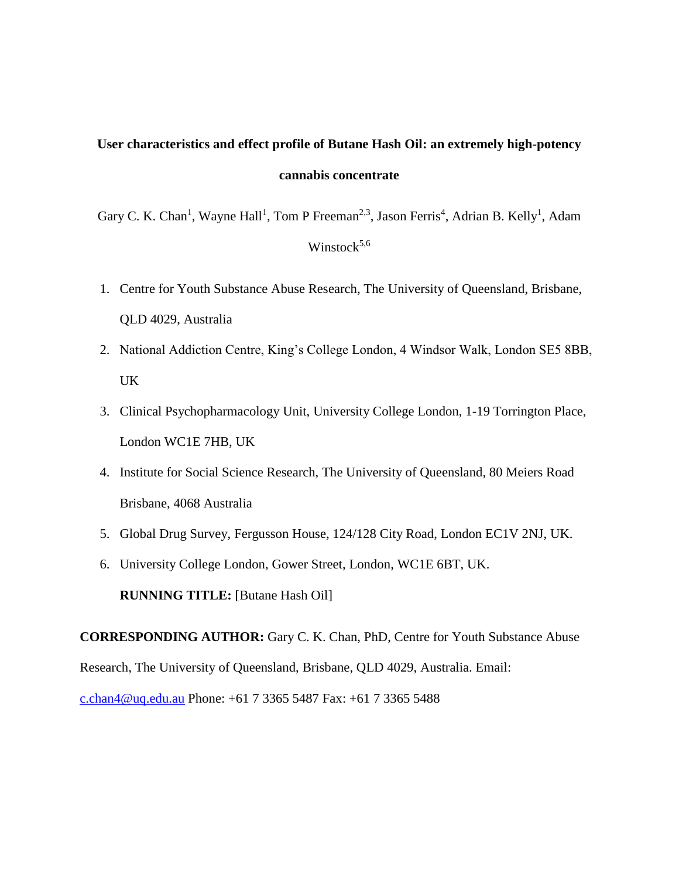# User characteristics and effect profile of Butane Hash Oil: an extremely high-potency cannabis concentrate

Gary C. K. Chan[1], Wayne Hall[1], Tom P Freeman[2,3], Jason Ferris[4], Adrian B. Kelly[1], Adam Winstock[5,6]

1. Centre for Youth Substance Abuse Research, The University of Queensland, Brisbane, QLD 4029, Australia
2. National Addiction Centre, King's College London, 4 Windsor Walk, London SE5 8BB, UK
3. Clinical Psychopharmacology Unit, University College London, 1-19 Torrington Place, London WC1E 7HB, UK
4. Institute for Social Science Research, The University of Queensland, 80 Meiers Road Brisbane, 4068 Australia
5. Global Drug Survey, Fergusson House, 124/128 City Road, London EC1V 2NJ, UK.
6. University College London, Gower Street, London, WC1E 6BT, UK.

**RUNNING TITLE:** [Butane Hash Oil]

**CORRESPONDING AUTHOR:** Gary C. K. Chan, PhD, Centre for Youth Substance Abuse Research, The University of Queensland, Brisbane, QLD 4029, Australia. Email: c.chan4@uq.edu.au Phone: +61 7 3365 5487 Fax: +61 7 3365 5488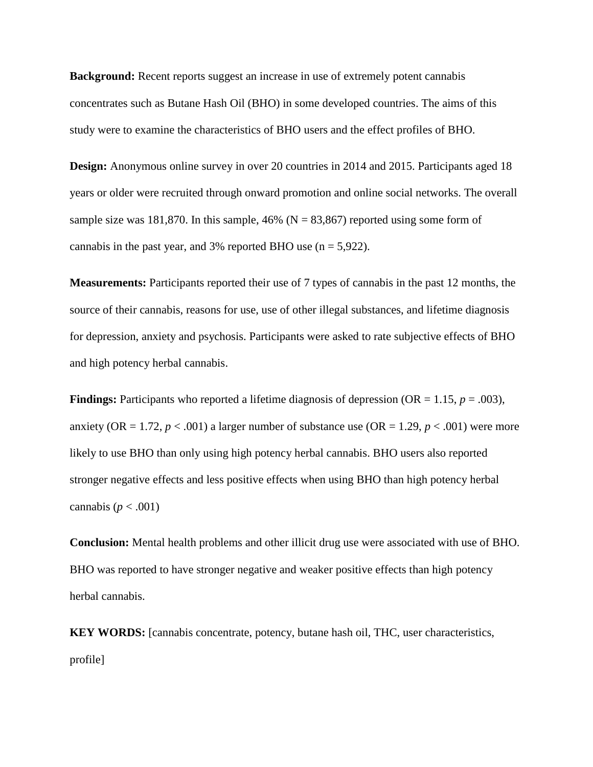**Background:** Recent reports suggest an increase in use of extremely potent cannabis concentrates such as Butane Hash Oil (BHO) in some developed countries. The aims of this study were to examine the characteristics of BHO users and the effect profiles of BHO.

**Design:** Anonymous online survey in over 20 countries in 2014 and 2015. Participants aged 18 years or older were recruited through onward promotion and online social networks. The overall sample size was 181,870. In this sample, 46% (N = 83,867) reported using some form of cannabis in the past year, and 3% reported BHO use (n = 5,922).

**Measurements:** Participants reported their use of 7 types of cannabis in the past 12 months, the source of their cannabis, reasons for use, use of other illegal substances, and lifetime diagnosis for depression, anxiety and psychosis. Participants were asked to rate subjective effects of BHO and high potency herbal cannabis.

**Findings:** Participants who reported a lifetime diagnosis of depression (OR = 1.15, $p = .003$), anxiety (OR = 1.72, $p < .001$) a larger number of substance use (OR = 1.29, $p < .001$) were more likely to use BHO than only using high potency herbal cannabis. BHO users also reported stronger negative effects and less positive effects when using BHO than high potency herbal cannabis ($p < .001$)

**Conclusion:** Mental health problems and other illicit drug use were associated with use of BHO. BHO was reported to have stronger negative and weaker positive effects than high potency herbal cannabis.

**KEY WORDS:** [cannabis concentrate, potency, butane hash oil, THC, user characteristics, profile]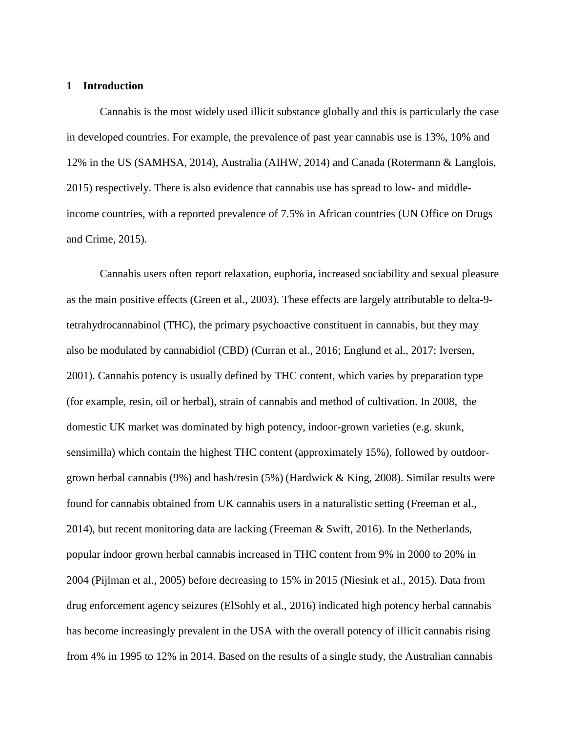# 1 Introduction

Cannabis is the most widely used illicit substance globally and this is particularly the case in developed countries. For example, the prevalence of past year cannabis use is 13%, 10% and 12% in the US (SAMHSA, 2014), Australia (AIHW, 2014) and Canada (Rotermann & Langlois, 2015) respectively. There is also evidence that cannabis use has spread to low- and middle-income countries, with a reported prevalence of 7.5% in African countries (UN Office on Drugs and Crime, 2015).

Cannabis users often report relaxation, euphoria, increased sociability and sexual pleasure as the main positive effects (Green et al., 2003). These effects are largely attributable to delta-9-tetrahydrocannabinol (THC), the primary psychoactive constituent in cannabis, but they may also be modulated by cannabidiol (CBD) (Curran et al., 2016; Englund et al., 2017; Iversen, 2001). Cannabis potency is usually defined by THC content, which varies by preparation type (for example, resin, oil or herbal), strain of cannabis and method of cultivation. In 2008, the domestic UK market was dominated by high potency, indoor-grown varieties (e.g. skunk, sensimilla) which contain the highest THC content (approximately 15%), followed by outdoor-grown herbal cannabis (9%) and hash/resin (5%) (Hardwick & King, 2008). Similar results were found for cannabis obtained from UK cannabis users in a naturalistic setting (Freeman et al., 2014), but recent monitoring data are lacking (Freeman & Swift, 2016). In the Netherlands, popular indoor grown herbal cannabis increased in THC content from 9% in 2000 to 20% in 2004 (Pijlman et al., 2005) before decreasing to 15% in 2015 (Niesink et al., 2015). Data from drug enforcement agency seizures (ElSohly et al., 2016) indicated high potency herbal cannabis has become increasingly prevalent in the USA with the overall potency of illicit cannabis rising from 4% in 1995 to 12% in 2014. Based on the results of a single study, the Australian cannabis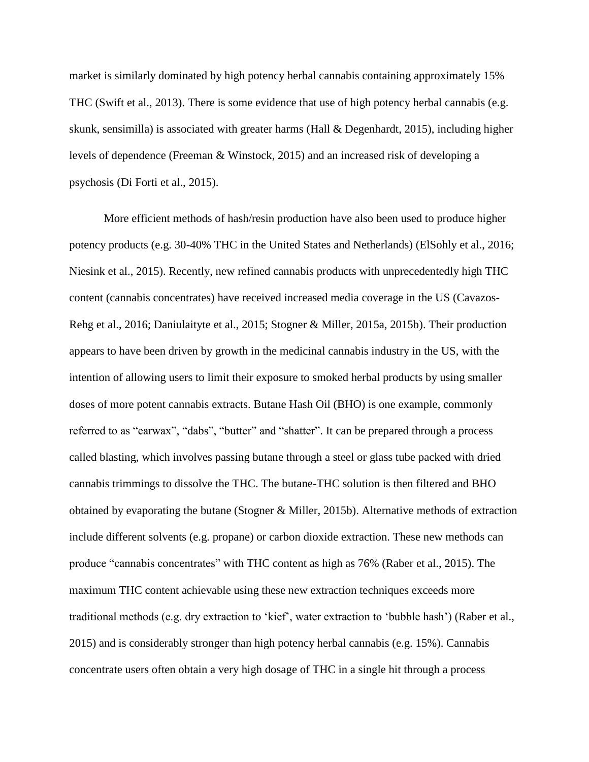market is similarly dominated by high potency herbal cannabis containing approximately 15% THC (Swift et al., 2013). There is some evidence that use of high potency herbal cannabis (e.g. skunk, sensimilla) is associated with greater harms (Hall & Degenhardt, 2015), including higher levels of dependence (Freeman & Winstock, 2015) and an increased risk of developing a psychosis (Di Forti et al., 2015).

More efficient methods of hash/resin production have also been used to produce higher potency products (e.g. 30-40% THC in the United States and Netherlands) (ElSohly et al., 2016; Niesink et al., 2015). Recently, new refined cannabis products with unprecedentedly high THC content (cannabis concentrates) have received increased media coverage in the US (Cavazos-Rehg et al., 2016; Daniulaityte et al., 2015; Stogner & Miller, 2015a, 2015b). Their production appears to have been driven by growth in the medicinal cannabis industry in the US, with the intention of allowing users to limit their exposure to smoked herbal products by using smaller doses of more potent cannabis extracts. Butane Hash Oil (BHO) is one example, commonly referred to as "earwax", "dabs", "butter" and "shatter". It can be prepared through a process called blasting, which involves passing butane through a steel or glass tube packed with dried cannabis trimmings to dissolve the THC. The butane-THC solution is then filtered and BHO obtained by evaporating the butane (Stogner & Miller, 2015b). Alternative methods of extraction include different solvents (e.g. propane) or carbon dioxide extraction. These new methods can produce "cannabis concentrates" with THC content as high as 76% (Raber et al., 2015). The maximum THC content achievable using these new extraction techniques exceeds more traditional methods (e.g. dry extraction to 'kief', water extraction to 'bubble hash') (Raber et al., 2015) and is considerably stronger than high potency herbal cannabis (e.g. 15%). Cannabis concentrate users often obtain a very high dosage of THC in a single hit through a process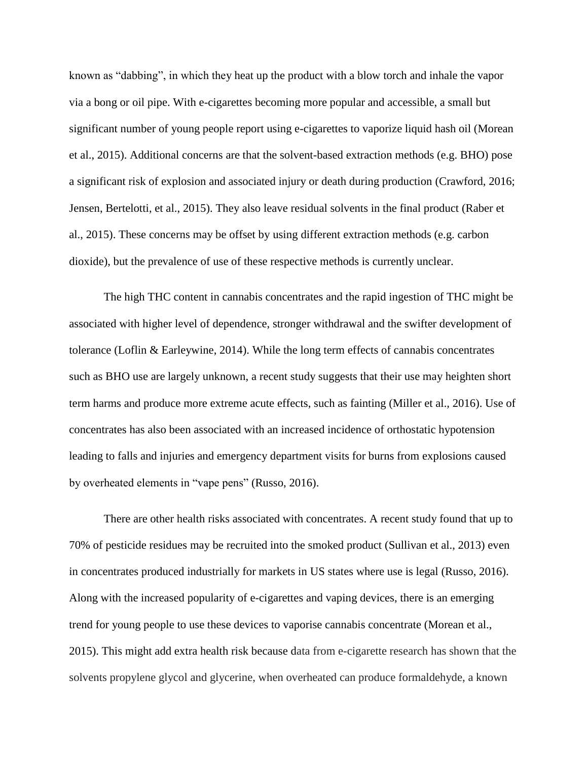known as “dabbing”, in which they heat up the product with a blow torch and inhale the vapor via a bong or oil pipe. With e-cigarettes becoming more popular and accessible, a small but significant number of young people report using e-cigarettes to vaporize liquid hash oil (Morean et al., 2015). Additional concerns are that the solvent-based extraction methods (e.g. BHO) pose a significant risk of explosion and associated injury or death during production (Crawford, 2016; Jensen, Bertelotti, et al., 2015). They also leave residual solvents in the final product (Raber et al., 2015). These concerns may be offset by using different extraction methods (e.g. carbon dioxide), but the prevalence of use of these respective methods is currently unclear.

The high THC content in cannabis concentrates and the rapid ingestion of THC might be associated with higher level of dependence, stronger withdrawal and the swifter development of tolerance (Loflin & Earleywine, 2014). While the long term effects of cannabis concentrates such as BHO use are largely unknown, a recent study suggests that their use may heighten short term harms and produce more extreme acute effects, such as fainting (Miller et al., 2016). Use of concentrates has also been associated with an increased incidence of orthostatic hypotension leading to falls and injuries and emergency department visits for burns from explosions caused by overheated elements in “vape pens” (Russo, 2016).

There are other health risks associated with concentrates. A recent study found that up to 70% of pesticide residues may be recruited into the smoked product (Sullivan et al., 2013) even in concentrates produced industrially for markets in US states where use is legal (Russo, 2016). Along with the increased popularity of e-cigarettes and vaping devices, there is an emerging trend for young people to use these devices to vaporise cannabis concentrate (Morean et al., 2015). This might add extra health risk because data from e-cigarette research has shown that the solvents propylene glycol and glycerine, when overheated can produce formaldehyde, a known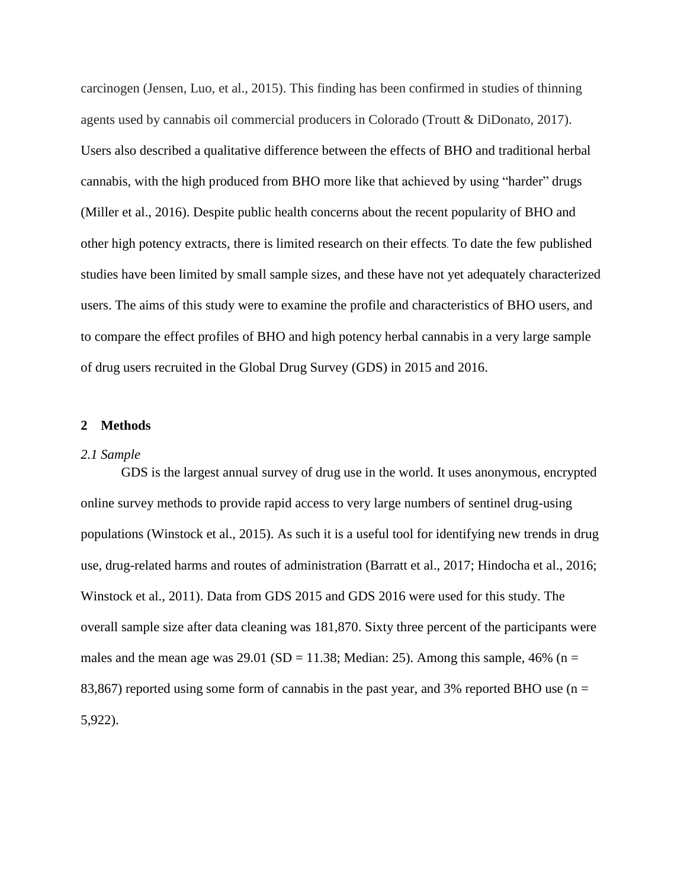carcinogen (Jensen, Luo, et al., 2015). This finding has been confirmed in studies of thinning agents used by cannabis oil commercial producers in Colorado (Troutt & DiDonato, 2017). Users also described a qualitative difference between the effects of BHO and traditional herbal cannabis, with the high produced from BHO more like that achieved by using "harder" drugs (Miller et al., 2016). Despite public health concerns about the recent popularity of BHO and other high potency extracts, there is limited research on their effects. To date the few published studies have been limited by small sample sizes, and these have not yet adequately characterized users. The aims of this study were to examine the profile and characteristics of BHO users, and to compare the effect profiles of BHO and high potency herbal cannabis in a very large sample of drug users recruited in the Global Drug Survey (GDS) in 2015 and 2016.

## 2 Methods

### *2.1 Sample*

GDS is the largest annual survey of drug use in the world. It uses anonymous, encrypted online survey methods to provide rapid access to very large numbers of sentinel drug-using populations (Winstock et al., 2015). As such it is a useful tool for identifying new trends in drug use, drug-related harms and routes of administration (Barratt et al., 2017; Hindocha et al., 2016; Winstock et al., 2011). Data from GDS 2015 and GDS 2016 were used for this study. The overall sample size after data cleaning was 181,870. Sixty three percent of the participants were males and the mean age was 29.01 (SD = 11.38; Median: 25). Among this sample, 46% (n = 83,867) reported using some form of cannabis in the past year, and 3% reported BHO use (n = 5,922).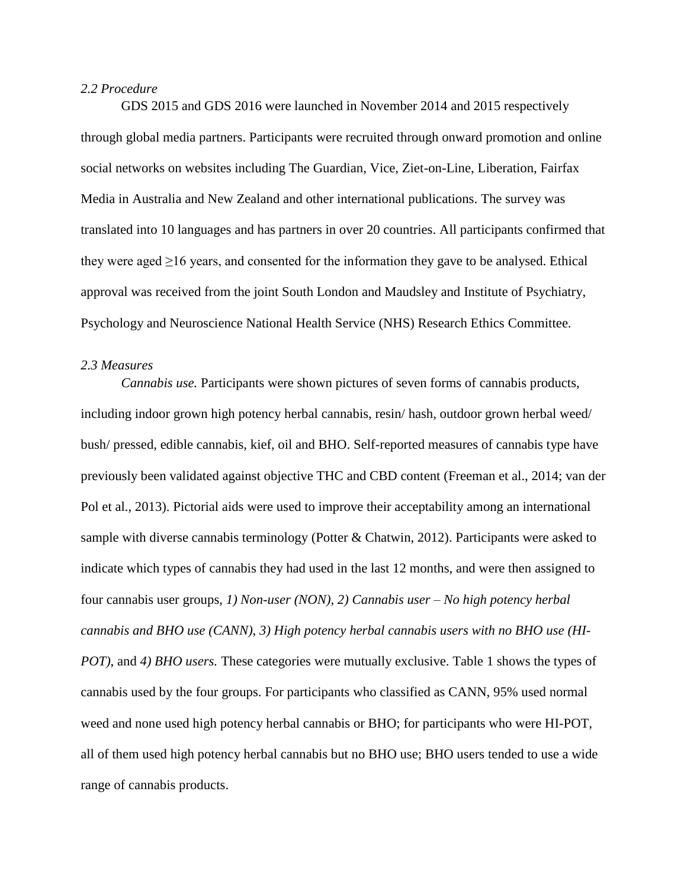*2.2 Procedure*

GDS 2015 and GDS 2016 were launched in November 2014 and 2015 respectively through global media partners. Participants were recruited through onward promotion and online social networks on websites including The Guardian, Vice, Ziet-on-Line, Liberation, Fairfax Media in Australia and New Zealand and other international publications. The survey was translated into 10 languages and has partners in over 20 countries. All participants confirmed that they were aged ≥16 years, and consented for the information they gave to be analysed. Ethical approval was received from the joint South London and Maudsley and Institute of Psychiatry, Psychology and Neuroscience National Health Service (NHS) Research Ethics Committee.

*2.3 Measures*

*Cannabis use.* Participants were shown pictures of seven forms of cannabis products, including indoor grown high potency herbal cannabis, resin/ hash, outdoor grown herbal weed/ bush/ pressed, edible cannabis, kief, oil and BHO. Self-reported measures of cannabis type have previously been validated against objective THC and CBD content (Freeman et al., 2014; van der Pol et al., 2013). Pictorial aids were used to improve their acceptability among an international sample with diverse cannabis terminology (Potter & Chatwin, 2012). Participants were asked to indicate which types of cannabis they had used in the last 12 months, and were then assigned to four cannabis user groups, *1) Non-user (NON), 2) Cannabis user – No high potency herbal cannabis and BHO use (CANN), 3) High potency herbal cannabis users with no BHO use (HI-POT)*, and *4) BHO users.* These categories were mutually exclusive. Table 1 shows the types of cannabis used by the four groups. For participants who classified as CANN, 95% used normal weed and none used high potency herbal cannabis or BHO; for participants who were HI-POT, all of them used high potency herbal cannabis but no BHO use; BHO users tended to use a wide range of cannabis products.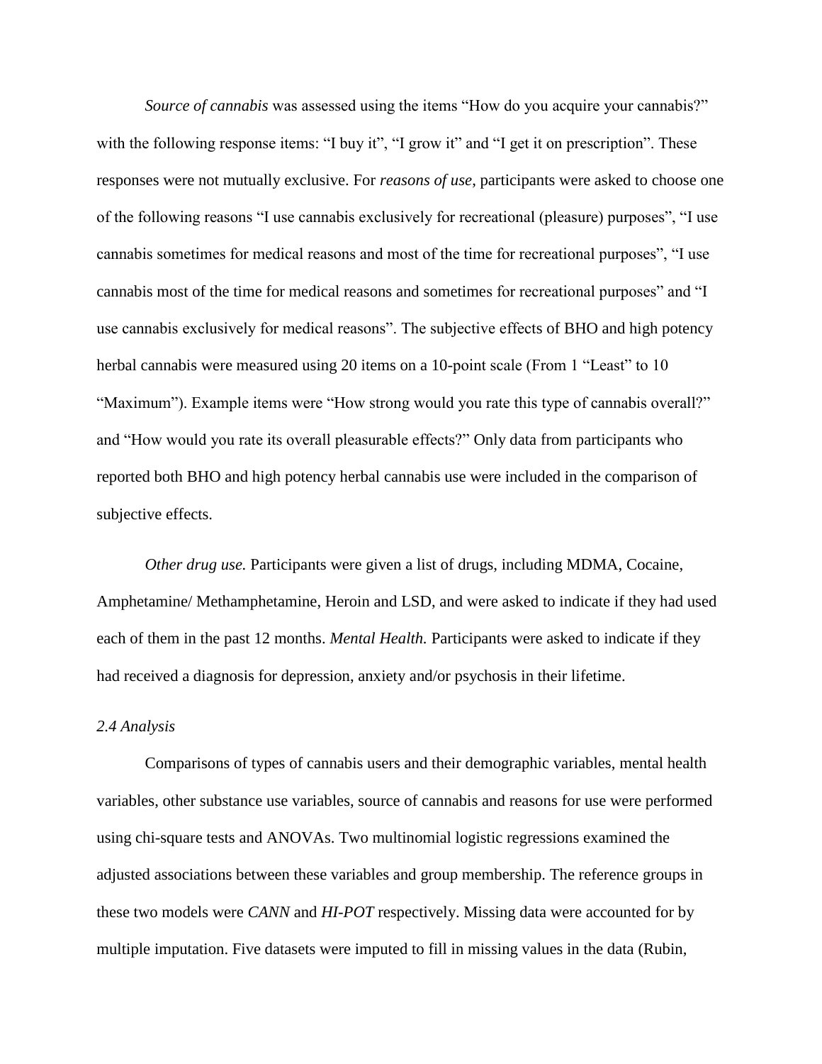*Source of cannabis* was assessed using the items “How do you acquire your cannabis?” with the following response items: “I buy it”, “I grow it” and “I get it on prescription”. These responses were not mutually exclusive. For *reasons of use*, participants were asked to choose one of the following reasons “I use cannabis exclusively for recreational (pleasure) purposes”, “I use cannabis sometimes for medical reasons and most of the time for recreational purposes”, “I use cannabis most of the time for medical reasons and sometimes for recreational purposes” and “I use cannabis exclusively for medical reasons”. The subjective effects of BHO and high potency herbal cannabis were measured using 20 items on a 10-point scale (From 1 “Least” to 10 “Maximum”). Example items were “How strong would you rate this type of cannabis overall?” and “How would you rate its overall pleasurable effects?” Only data from participants who reported both BHO and high potency herbal cannabis use were included in the comparison of subjective effects.

*Other drug use.* Participants were given a list of drugs, including MDMA, Cocaine, Amphetamine/ Methamphetamine, Heroin and LSD, and were asked to indicate if they had used each of them in the past 12 months. *Mental Health.* Participants were asked to indicate if they had received a diagnosis for depression, anxiety and/or psychosis in their lifetime.

### *2.4 Analysis*

Comparisons of types of cannabis users and their demographic variables, mental health variables, other substance use variables, source of cannabis and reasons for use were performed using chi-square tests and ANOVAs. Two multinomial logistic regressions examined the adjusted associations between these variables and group membership. The reference groups in these two models were *CANN* and *HI-POT* respectively. Missing data were accounted for by multiple imputation. Five datasets were imputed to fill in missing values in the data (Rubin,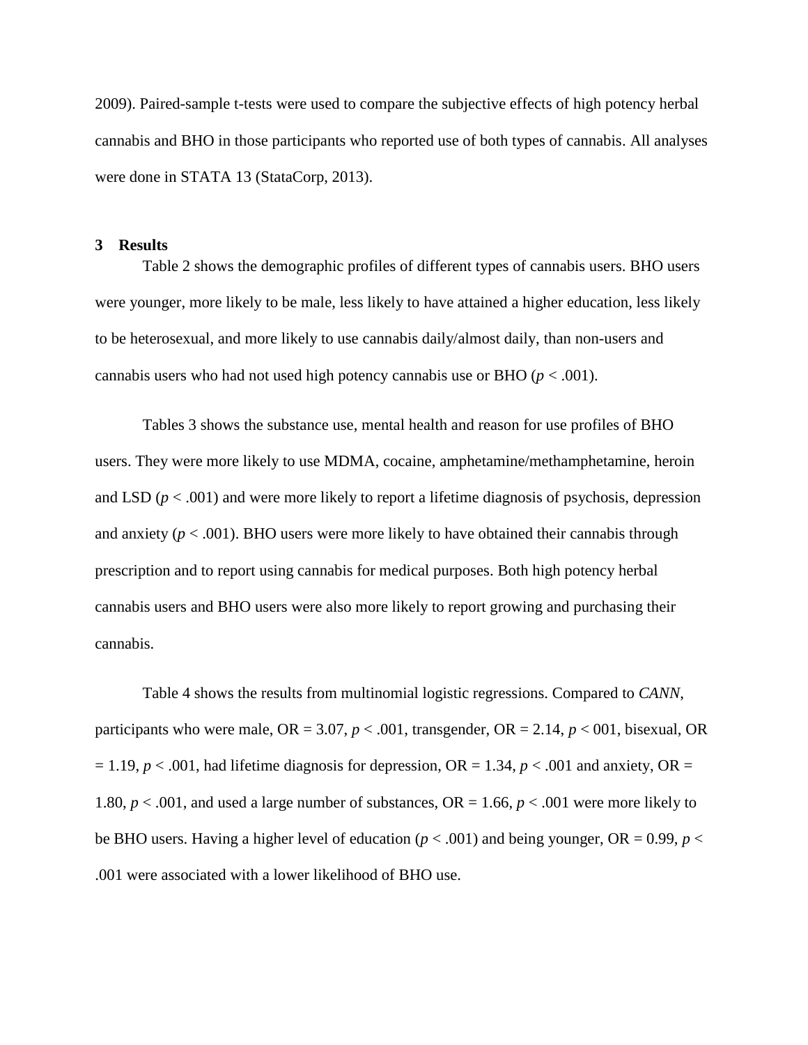2009). Paired-sample t-tests were used to compare the subjective effects of high potency herbal cannabis and BHO in those participants who reported use of both types of cannabis. All analyses were done in STATA 13 (StataCorp, 2013).

## 3 Results

Table 2 shows the demographic profiles of different types of cannabis users. BHO users were younger, more likely to be male, less likely to have attained a higher education, less likely to be heterosexual, and more likely to use cannabis daily/almost daily, than non-users and cannabis users who had not used high potency cannabis use or BHO ($p < .001$).

Tables 3 shows the substance use, mental health and reason for use profiles of BHO users. They were more likely to use MDMA, cocaine, amphetamine/methamphetamine, heroin and LSD ($p < .001$) and were more likely to report a lifetime diagnosis of psychosis, depression and anxiety ($p < .001$). BHO users were more likely to have obtained their cannabis through prescription and to report using cannabis for medical purposes. Both high potency herbal cannabis users and BHO users were also more likely to report growing and purchasing their cannabis.

Table 4 shows the results from multinomial logistic regressions. Compared to *CANN*, participants who were male, OR = 3.07, $p < .001$, transgender, OR = 2.14, $p < 001$, bisexual, OR = 1.19, $p < .001$, had lifetime diagnosis for depression, OR = 1.34, $p < .001$ and anxiety, OR = 1.80, $p < .001$, and used a large number of substances, OR = 1.66, $p < .001$ were more likely to be BHO users. Having a higher level of education ($p < .001$) and being younger, OR = 0.99, $p < .001$ were associated with a lower likelihood of BHO use.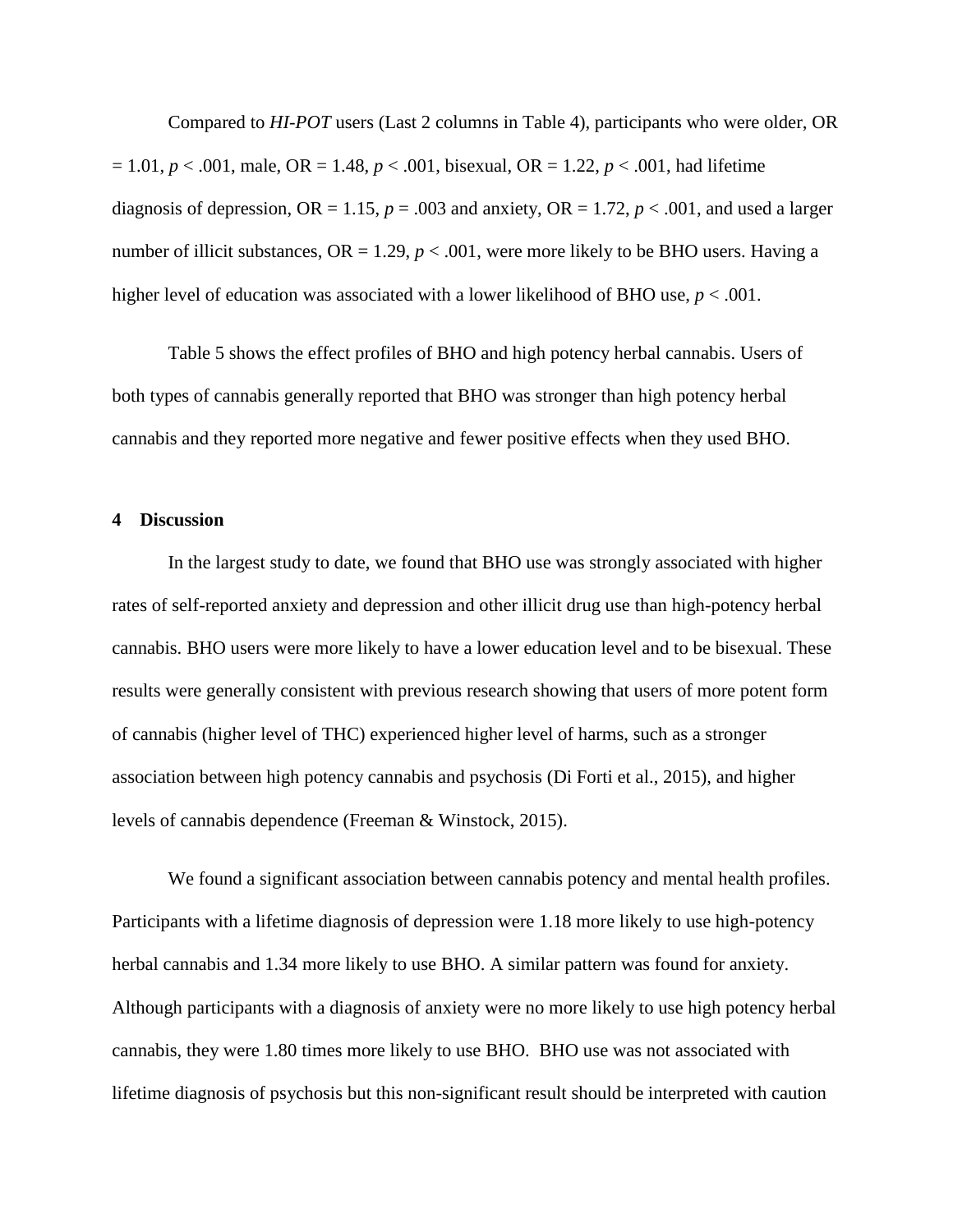Compared to *HI-POT* users (Last 2 columns in Table 4), participants who were older, OR = 1.01, $p < .001$, male, OR = 1.48, $p < .001$, bisexual, OR = 1.22, $p < .001$, had lifetime diagnosis of depression, OR = 1.15, $p = .003$ and anxiety, OR = 1.72, $p < .001$, and used a larger number of illicit substances, OR = 1.29, $p < .001$, were more likely to be BHO users. Having a higher level of education was associated with a lower likelihood of BHO use, $p < .001$.

Table 5 shows the effect profiles of BHO and high potency herbal cannabis. Users of both types of cannabis generally reported that BHO was stronger than high potency herbal cannabis and they reported more negative and fewer positive effects when they used BHO.

## 4 Discussion

In the largest study to date, we found that BHO use was strongly associated with higher rates of self-reported anxiety and depression and other illicit drug use than high-potency herbal cannabis. BHO users were more likely to have a lower education level and to be bisexual. These results were generally consistent with previous research showing that users of more potent form of cannabis (higher level of THC) experienced higher level of harms, such as a stronger association between high potency cannabis and psychosis (Di Forti et al., 2015), and higher levels of cannabis dependence (Freeman & Winstock, 2015).

We found a significant association between cannabis potency and mental health profiles. Participants with a lifetime diagnosis of depression were 1.18 more likely to use high-potency herbal cannabis and 1.34 more likely to use BHO. A similar pattern was found for anxiety. Although participants with a diagnosis of anxiety were no more likely to use high potency herbal cannabis, they were 1.80 times more likely to use BHO. BHO use was not associated with lifetime diagnosis of psychosis but this non-significant result should be interpreted with caution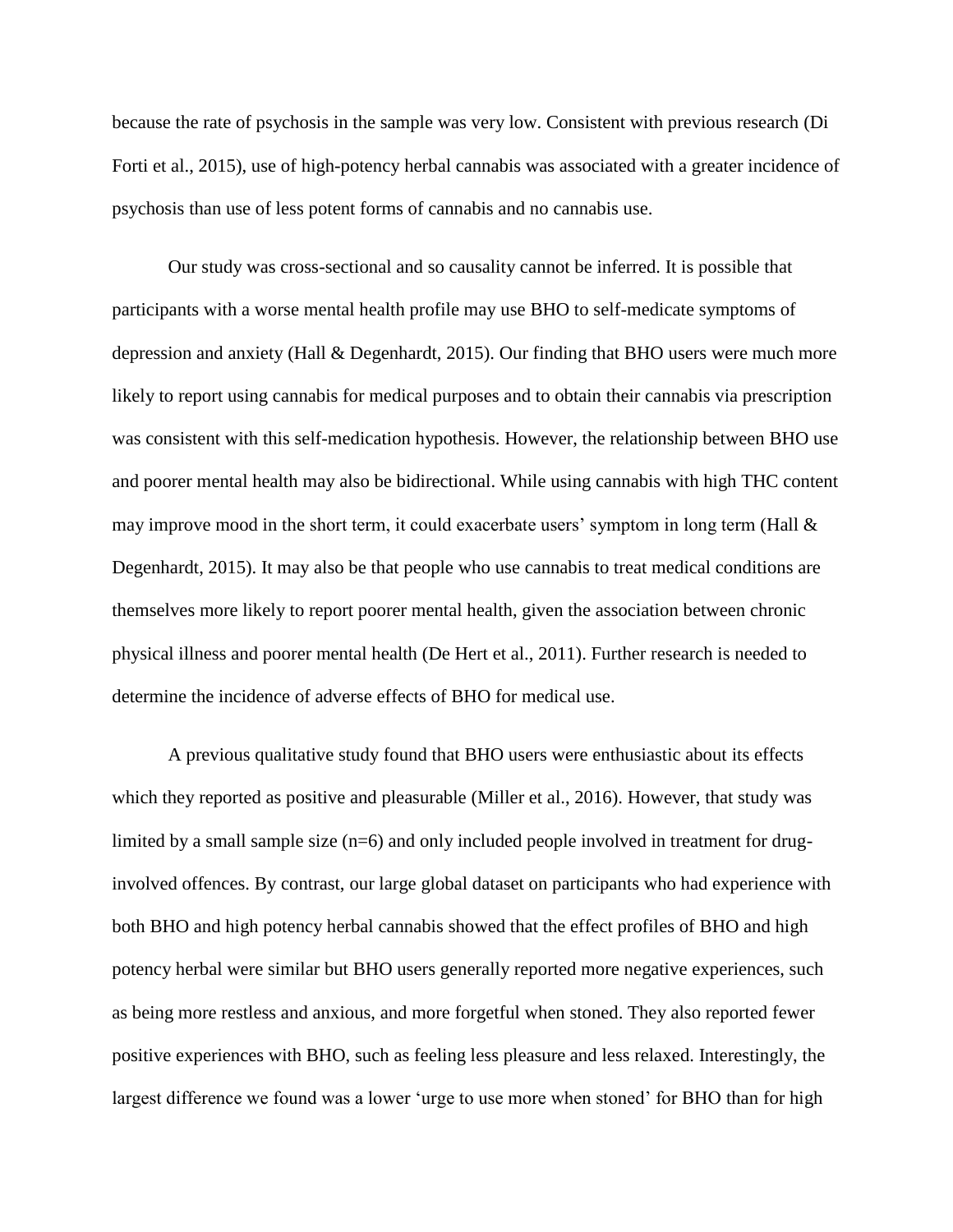because the rate of psychosis in the sample was very low. Consistent with previous research (Di Forti et al., 2015), use of high-potency herbal cannabis was associated with a greater incidence of psychosis than use of less potent forms of cannabis and no cannabis use.

Our study was cross-sectional and so causality cannot be inferred. It is possible that participants with a worse mental health profile may use BHO to self-medicate symptoms of depression and anxiety (Hall & Degenhardt, 2015). Our finding that BHO users were much more likely to report using cannabis for medical purposes and to obtain their cannabis via prescription was consistent with this self-medication hypothesis. However, the relationship between BHO use and poorer mental health may also be bidirectional. While using cannabis with high THC content may improve mood in the short term, it could exacerbate users' symptom in long term (Hall & Degenhardt, 2015). It may also be that people who use cannabis to treat medical conditions are themselves more likely to report poorer mental health, given the association between chronic physical illness and poorer mental health (De Hert et al., 2011). Further research is needed to determine the incidence of adverse effects of BHO for medical use.

A previous qualitative study found that BHO users were enthusiastic about its effects which they reported as positive and pleasurable (Miller et al., 2016). However, that study was limited by a small sample size (n=6) and only included people involved in treatment for drug-involved offences. By contrast, our large global dataset on participants who had experience with both BHO and high potency herbal cannabis showed that the effect profiles of BHO and high potency herbal were similar but BHO users generally reported more negative experiences, such as being more restless and anxious, and more forgetful when stoned. They also reported fewer positive experiences with BHO, such as feeling less pleasure and less relaxed. Interestingly, the largest difference we found was a lower 'urge to use more when stoned' for BHO than for high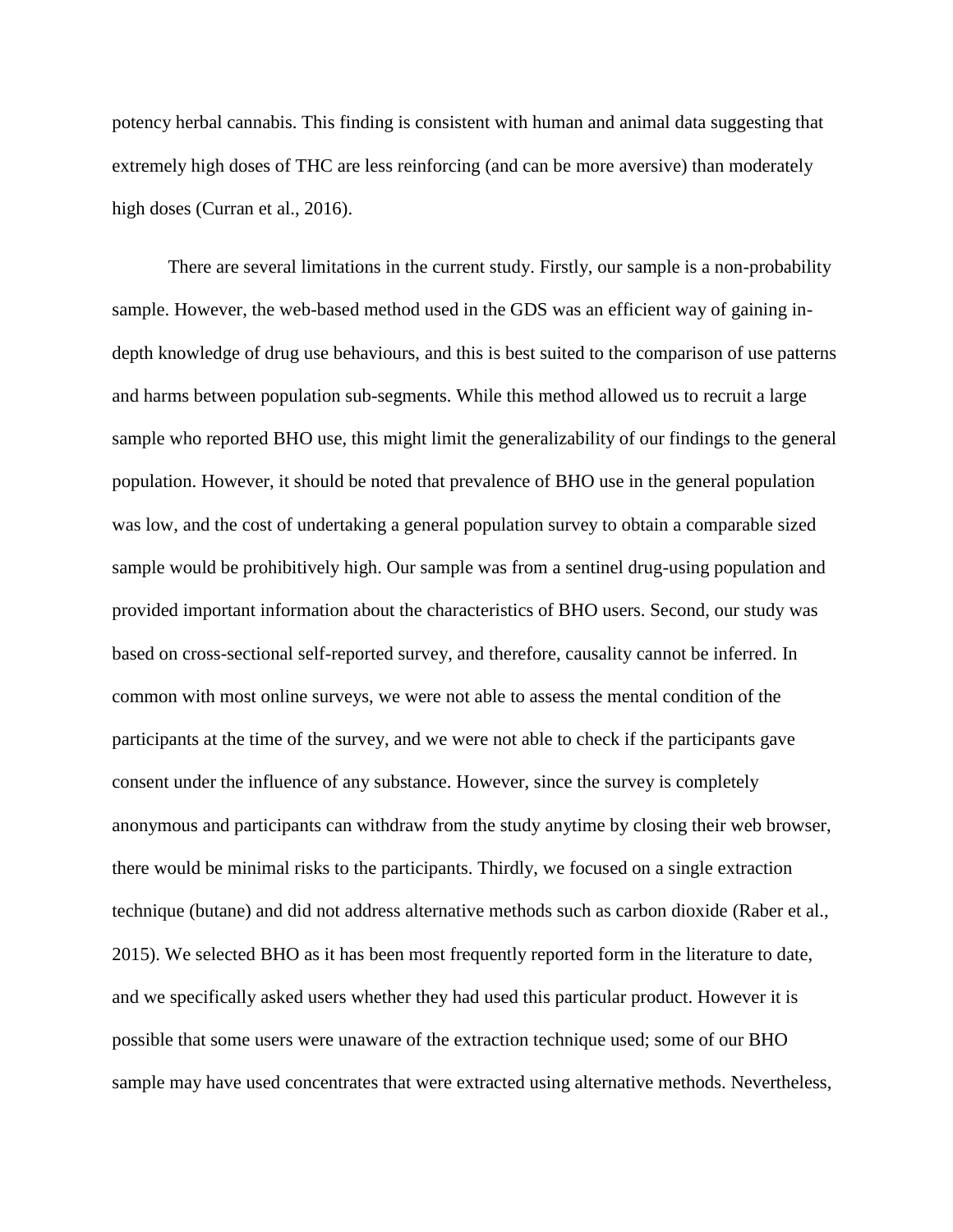potency herbal cannabis. This finding is consistent with human and animal data suggesting that extremely high doses of THC are less reinforcing (and can be more aversive) than moderately high doses (Curran et al., 2016).

There are several limitations in the current study. Firstly, our sample is a non-probability sample. However, the web-based method used in the GDS was an efficient way of gaining in-depth knowledge of drug use behaviours, and this is best suited to the comparison of use patterns and harms between population sub-segments. While this method allowed us to recruit a large sample who reported BHO use, this might limit the generalizability of our findings to the general population. However, it should be noted that prevalence of BHO use in the general population was low, and the cost of undertaking a general population survey to obtain a comparable sized sample would be prohibitively high. Our sample was from a sentinel drug-using population and provided important information about the characteristics of BHO users. Second, our study was based on cross-sectional self-reported survey, and therefore, causality cannot be inferred. In common with most online surveys, we were not able to assess the mental condition of the participants at the time of the survey, and we were not able to check if the participants gave consent under the influence of any substance. However, since the survey is completely anonymous and participants can withdraw from the study anytime by closing their web browser, there would be minimal risks to the participants. Thirdly, we focused on a single extraction technique (butane) and did not address alternative methods such as carbon dioxide (Raber et al., 2015). We selected BHO as it has been most frequently reported form in the literature to date, and we specifically asked users whether they had used this particular product. However it is possible that some users were unaware of the extraction technique used; some of our BHO sample may have used concentrates that were extracted using alternative methods. Nevertheless,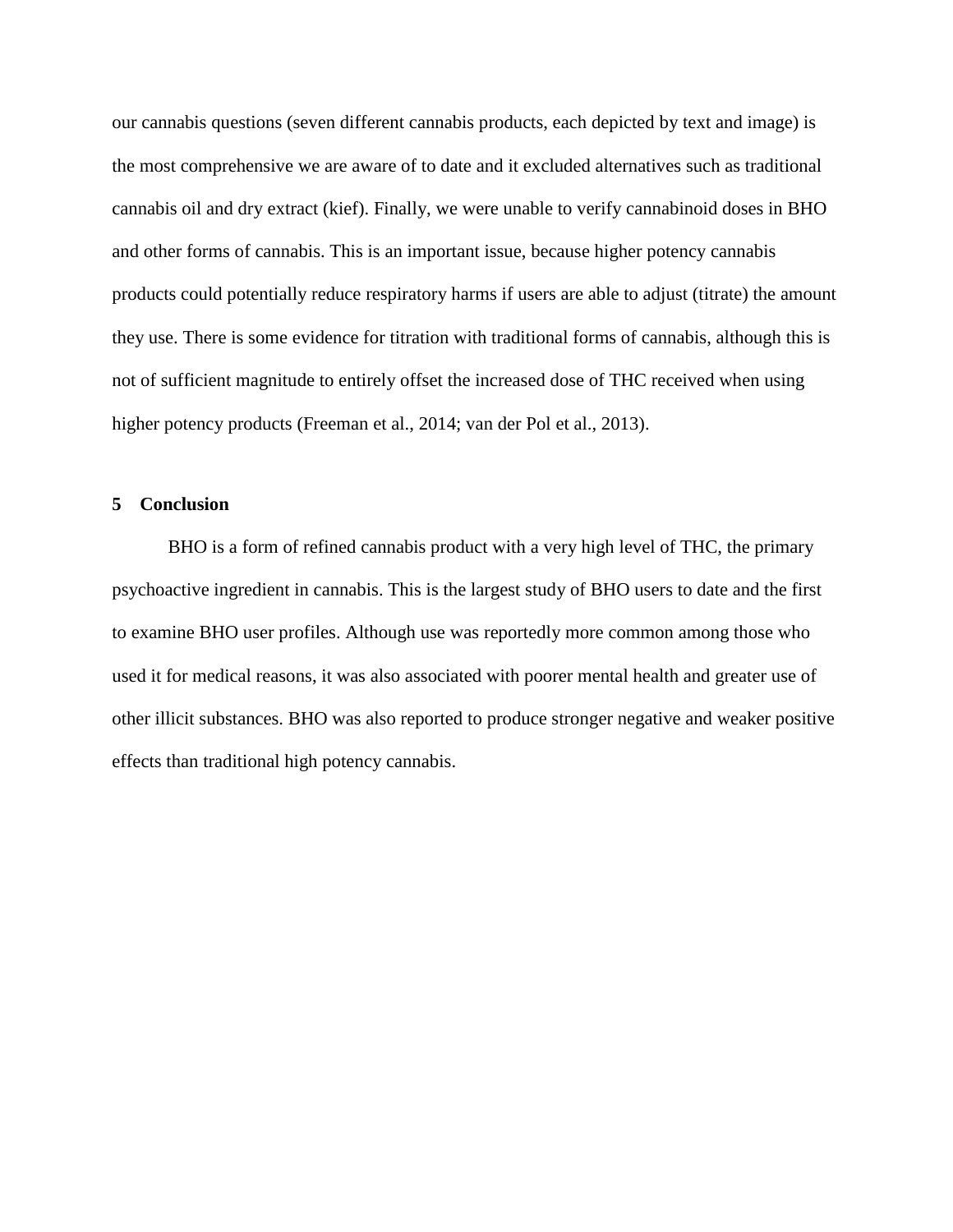our cannabis questions (seven different cannabis products, each depicted by text and image) is the most comprehensive we are aware of to date and it excluded alternatives such as traditional cannabis oil and dry extract (kief). Finally, we were unable to verify cannabinoid doses in BHO and other forms of cannabis. This is an important issue, because higher potency cannabis products could potentially reduce respiratory harms if users are able to adjust (titrate) the amount they use. There is some evidence for titration with traditional forms of cannabis, although this is not of sufficient magnitude to entirely offset the increased dose of THC received when using higher potency products (Freeman et al., 2014; van der Pol et al., 2013).

## 5 Conclusion

BHO is a form of refined cannabis product with a very high level of THC, the primary psychoactive ingredient in cannabis. This is the largest study of BHO users to date and the first to examine BHO user profiles. Although use was reportedly more common among those who used it for medical reasons, it was also associated with poorer mental health and greater use of other illicit substances. BHO was also reported to produce stronger negative and weaker positive effects than traditional high potency cannabis.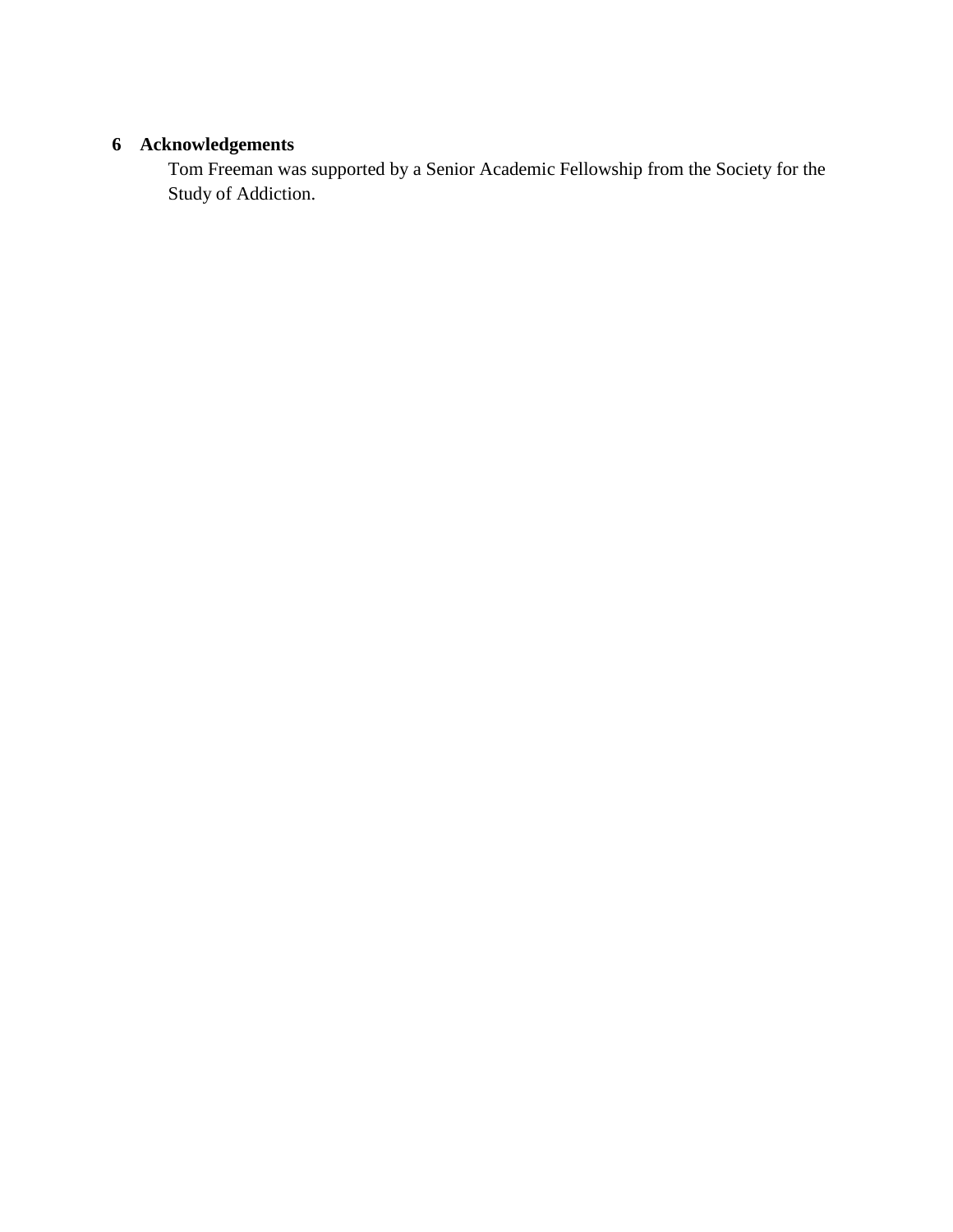## 6 Acknowledgements

Tom Freeman was supported by a Senior Academic Fellowship from the Society for the Study of Addiction.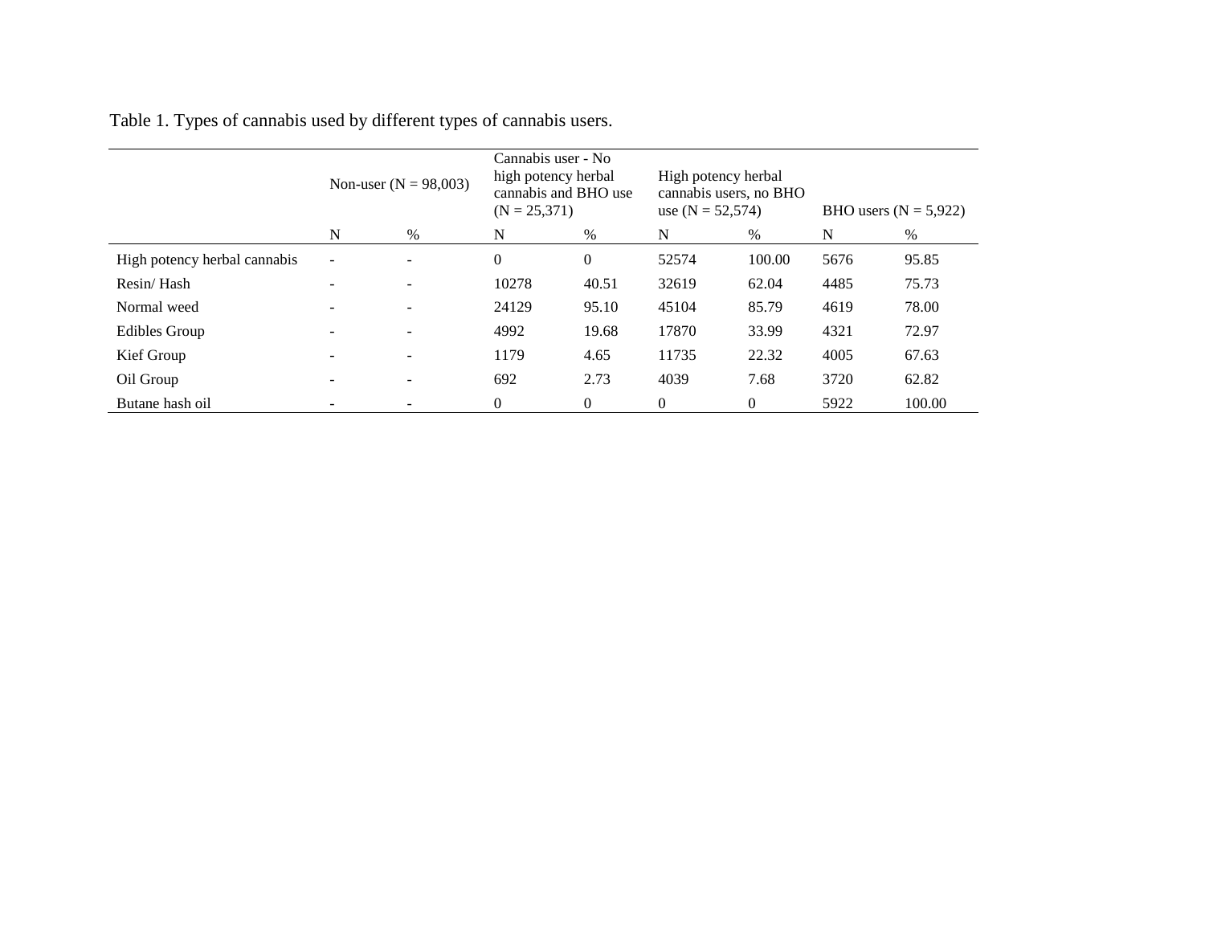Table 1. Types of cannabis used by different types of cannabis users.

| | Non-user (N = 98,003) | | Cannabis user - No high potency herbal cannabis and BHO use (N = 25,371) | | High potency herbal cannabis users, no BHO use (N = 52,574) | | BHO users (N = 5,922) | |
|---|---|---|---|---|---|---|---|---|
| | N | % | N | % | N | % | N | % |
| High potency herbal cannabis | - | - | 0 | 0 | 52574 | 100.00 | 5676 | 95.85 |
| Resin/ Hash | - | - | 10278 | 40.51 | 32619 | 62.04 | 4485 | 75.73 |
| Normal weed | - | - | 24129 | 95.10 | 45104 | 85.79 | 4619 | 78.00 |
| Edibles Group | - | - | 4992 | 19.68 | 17870 | 33.99 | 4321 | 72.97 |
| Kief Group | - | - | 1179 | 4.65 | 11735 | 22.32 | 4005 | 67.63 |
| Oil Group | - | - | 692 | 2.73 | 4039 | 7.68 | 3720 | 62.82 |
| Butane hash oil | - | - | 0 | 0 | 0 | 0 | 5922 | 100.00 |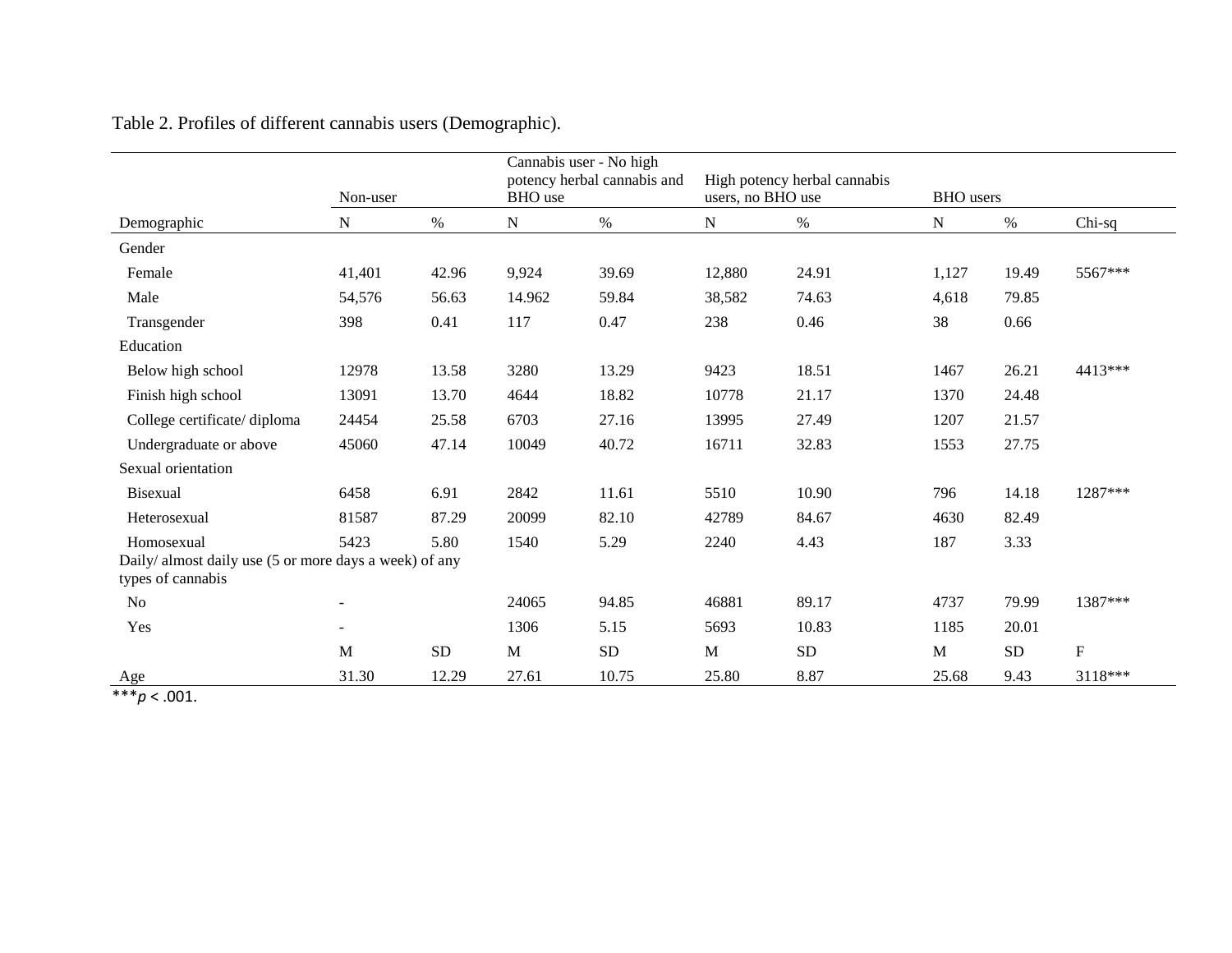Table 2. Profiles of different cannabis users (Demographic).

| | Non-user | | Cannabis user - No high potency herbal cannabis and BHO use | | High potency herbal cannabis users, no BHO use | | BHO users | | |
|---|---|---|---|---|---|---|---|---|---|
| Demographic | N | % | N | % | N | % | N | % | Chi-sq |
| Gender | | | | | | | | | |
| Female | 41,401 | 42.96 | 9,924 | 39.69 | 12,880 | 24.91 | 1,127 | 19.49 | 5567*** |
| Male | 54,576 | 56.63 | 14.962 | 59.84 | 38,582 | 74.63 | 4,618 | 79.85 | |
| Transgender | 398 | 0.41 | 117 | 0.47 | 238 | 0.46 | 38 | 0.66 | |
| Education | | | | | | | | | |
| Below high school | 12978 | 13.58 | 3280 | 13.29 | 9423 | 18.51 | 1467 | 26.21 | 4413*** |
| Finish high school | 13091 | 13.70 | 4644 | 18.82 | 10778 | 21.17 | 1370 | 24.48 | |
| College certificate/ diploma | 24454 | 25.58 | 6703 | 27.16 | 13995 | 27.49 | 1207 | 21.57 | |
| Undergraduate or above | 45060 | 47.14 | 10049 | 40.72 | 16711 | 32.83 | 1553 | 27.75 | |
| Sexual orientation | | | | | | | | | |
| Bisexual | 6458 | 6.91 | 2842 | 11.61 | 5510 | 10.90 | 796 | 14.18 | 1287*** |
| Heterosexual | 81587 | 87.29 | 20099 | 82.10 | 42789 | 84.67 | 4630 | 82.49 | |
| Homosexual | 5423 | 5.80 | 1540 | 5.29 | 2240 | 4.43 | 187 | 3.33 | |
| Daily/ almost daily use (5 or more days a week) of any types of cannabis | | | | | | | | | |
| No | - | | 24065 | 94.85 | 46881 | 89.17 | 4737 | 79.99 | 1387*** |
| Yes | - | | 1306 | 5.15 | 5693 | 10.83 | 1185 | 20.01 | |
| | M | SD | M | SD | M | SD | M | SD | F |
| Age | 31.30 | 12.29 | 27.61 | 10.75 | 25.80 | 8.87 | 25.68 | 9.43 | 3118*** |

***$p < .001$.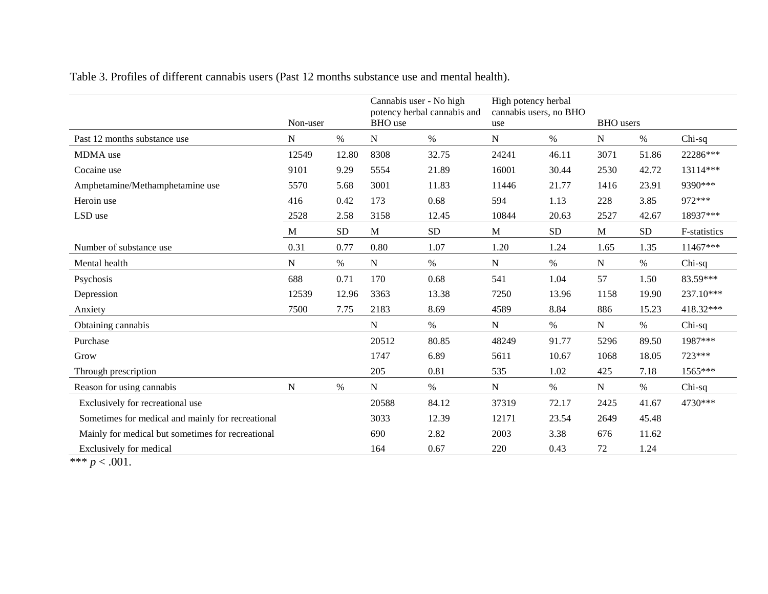Table 3. Profiles of different cannabis users (Past 12 months substance use and mental health).

| | Non-user | | Cannabis user - No high potency herbal cannabis and BHO use | | High potency herbal cannabis users, no BHO use | | BHO users | | |
|---|---|---|---|---|---|---|---|---|---|
| Past 12 months substance use | N | % | N | % | N | % | N | % | Chi-sq |
| MDMA use | 12549 | 12.80 | 8308 | 32.75 | 24241 | 46.11 | 3071 | 51.86 | 22286*** |
| Cocaine use | 9101 | 9.29 | 5554 | 21.89 | 16001 | 30.44 | 2530 | 42.72 | 13114*** |
| Amphetamine/Methamphetamine use | 5570 | 5.68 | 3001 | 11.83 | 11446 | 21.77 | 1416 | 23.91 | 9390*** |
| Heroin use | 416 | 0.42 | 173 | 0.68 | 594 | 1.13 | 228 | 3.85 | 972*** |
| LSD use | 2528 | 2.58 | 3158 | 12.45 | 10844 | 20.63 | 2527 | 42.67 | 18937*** |
| | M | SD | M | SD | M | SD | M | SD | F-statistics |
| Number of substance use | 0.31 | 0.77 | 0.80 | 1.07 | 1.20 | 1.24 | 1.65 | 1.35 | 11467*** |
| Mental health | N | % | N | % | N | % | N | % | Chi-sq |
| Psychosis | 688 | 0.71 | 170 | 0.68 | 541 | 1.04 | 57 | 1.50 | 83.59*** |
| Depression | 12539 | 12.96 | 3363 | 13.38 | 7250 | 13.96 | 1158 | 19.90 | 237.10*** |
| Anxiety | 7500 | 7.75 | 2183 | 8.69 | 4589 | 8.84 | 886 | 15.23 | 418.32*** |
| Obtaining cannabis | | | N | % | N | % | N | % | Chi-sq |
| Purchase | | | 20512 | 80.85 | 48249 | 91.77 | 5296 | 89.50 | 1987*** |
| Grow | | | 1747 | 6.89 | 5611 | 10.67 | 1068 | 18.05 | 723*** |
| Through prescription | | | 205 | 0.81 | 535 | 1.02 | 425 | 7.18 | 1565*** |
| Reason for using cannabis | N | % | N | % | N | % | N | % | Chi-sq |
| Exclusively for recreational use | | | 20588 | 84.12 | 37319 | 72.17 | 2425 | 41.67 | 4730*** |
| Sometimes for medical and mainly for recreational | | | 3033 | 12.39 | 12171 | 23.54 | 2649 | 45.48 | |
| Mainly for medical but sometimes for recreational | | | 690 | 2.82 | 2003 | 3.38 | 676 | 11.62 | |
| Exclusively for medical | | | 164 | 0.67 | 220 | 0.43 | 72 | 1.24 | |

*** $p < .001$.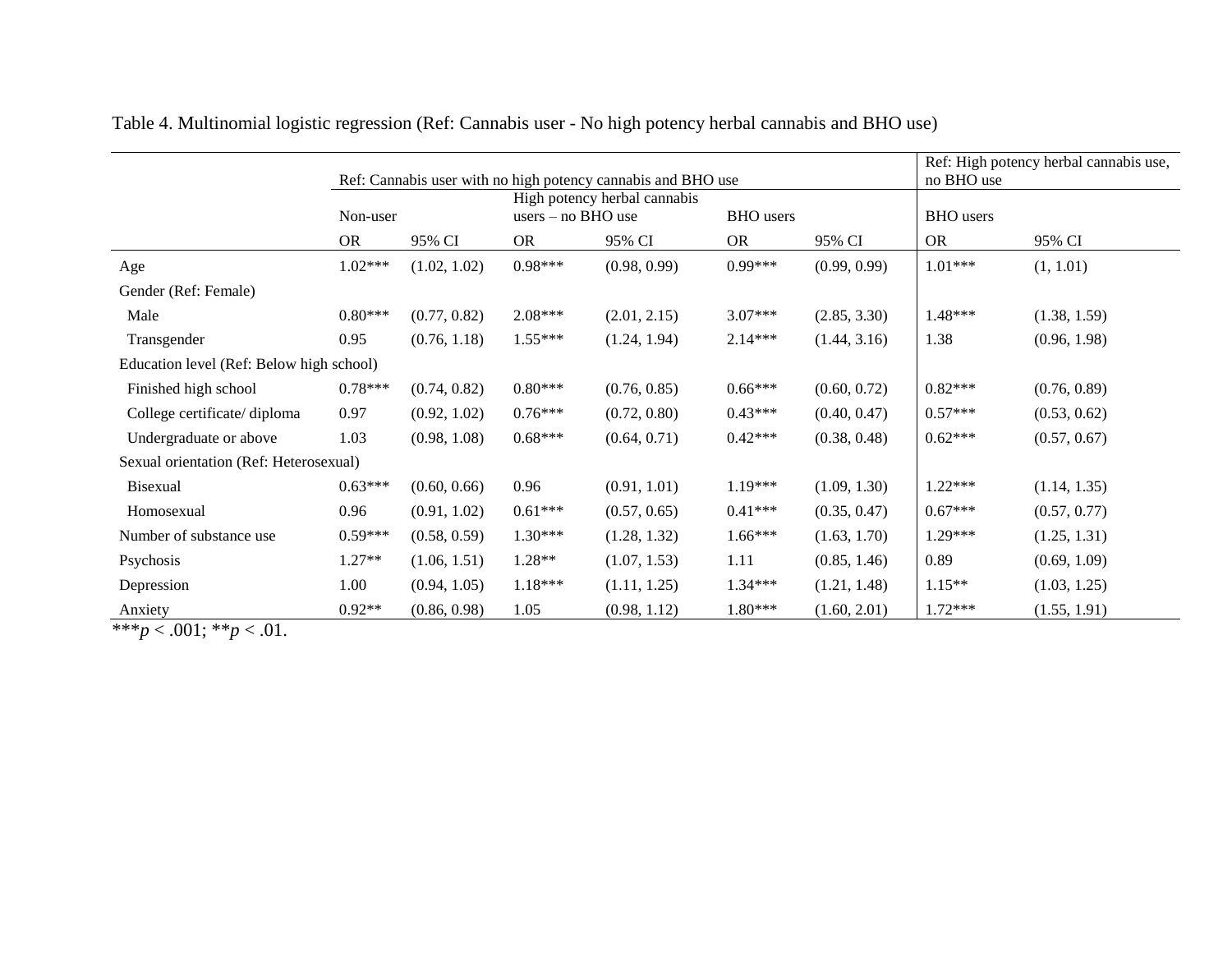Table 4. Multinomial logistic regression (Ref: Cannabis user - No high potency herbal cannabis and BHO use)

| | Ref: Cannabis user with no high potency cannabis and BHO use | | | | | | Ref: High potency herbal cannabis use, no BHO use | |
|---|---|---|---|---|---|---|---|---|
| | Non-user | | High potency herbal cannabis users – no BHO use | | BHO users | | BHO users | |
| | OR | 95% CI | OR | 95% CI | OR | 95% CI | OR | 95% CI |
| Age | 1.02*** | (1.02, 1.02) | 0.98*** | (0.98, 0.99) | 0.99*** | (0.99, 0.99) | 1.01*** | (1, 1.01) |
| Gender (Ref: Female) | | | | | | | | |
| Male | 0.80*** | (0.77, 0.82) | 2.08*** | (2.01, 2.15) | 3.07*** | (2.85, 3.30) | 1.48*** | (1.38, 1.59) |
| Transgender | 0.95 | (0.76, 1.18) | 1.55*** | (1.24, 1.94) | 2.14*** | (1.44, 3.16) | 1.38 | (0.96, 1.98) |
| Education level (Ref: Below high school) | | | | | | | | |
| Finished high school | 0.78*** | (0.74, 0.82) | 0.80*** | (0.76, 0.85) | 0.66*** | (0.60, 0.72) | 0.82*** | (0.76, 0.89) |
| College certificate/ diploma | 0.97 | (0.92, 1.02) | 0.76*** | (0.72, 0.80) | 0.43*** | (0.40, 0.47) | 0.57*** | (0.53, 0.62) |
| Undergraduate or above | 1.03 | (0.98, 1.08) | 0.68*** | (0.64, 0.71) | 0.42*** | (0.38, 0.48) | 0.62*** | (0.57, 0.67) |
| Sexual orientation (Ref: Heterosexual) | | | | | | | | |
| Bisexual | 0.63*** | (0.60, 0.66) | 0.96 | (0.91, 1.01) | 1.19*** | (1.09, 1.30) | 1.22*** | (1.14, 1.35) |
| Homosexual | 0.96 | (0.91, 1.02) | 0.61*** | (0.57, 0.65) | 0.41*** | (0.35, 0.47) | 0.67*** | (0.57, 0.77) |
| Number of substance use | 0.59*** | (0.58, 0.59) | 1.30*** | (1.28, 1.32) | 1.66*** | (1.63, 1.70) | 1.29*** | (1.25, 1.31) |
| Psychosis | 1.27** | (1.06, 1.51) | 1.28** | (1.07, 1.53) | 1.11 | (0.85, 1.46) | 0.89 | (0.69, 1.09) |
| Depression | 1.00 | (0.94, 1.05) | 1.18*** | (1.11, 1.25) | 1.34*** | (1.21, 1.48) | 1.15** | (1.03, 1.25) |
| Anxiety | 0.92** | (0.86, 0.98) | 1.05 | (0.98, 1.12) | 1.80*** | (1.60, 2.01) | 1.72*** | (1.55, 1.91) |

***$p < .001$; **$p < .01$.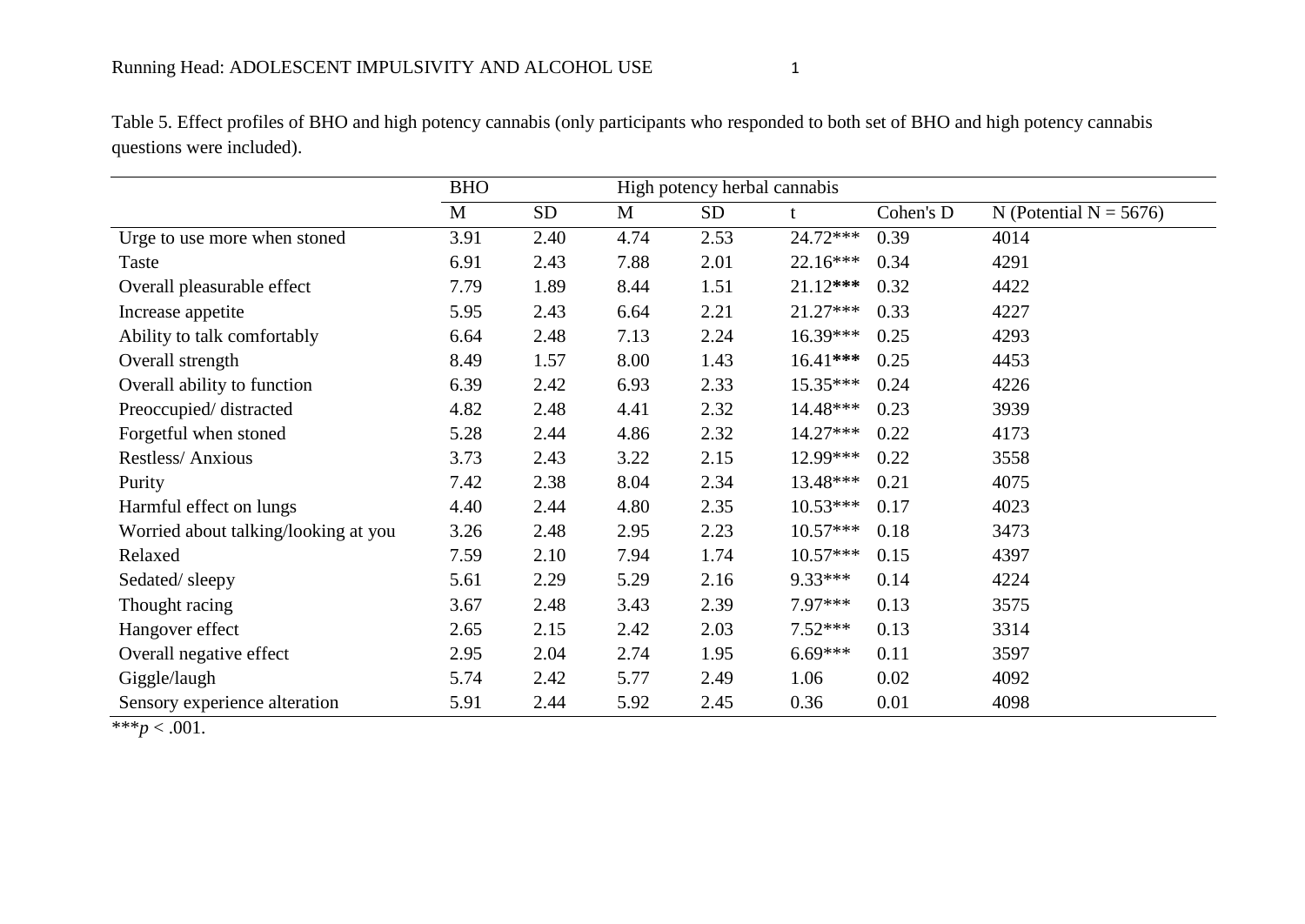Table 5. Effect profiles of BHO and high potency cannabis (only participants who responded to both set of BHO and high potency cannabis questions were included).

| | BHO | | High potency herbal cannabis | | | | |
|---|---|---|---|---|---|---|---|
| | M | SD | M | SD | t | Cohen's D | N (Potential N = 5676) |
| Urge to use more when stoned | 3.91 | 2.40 | 4.74 | 2.53 | 24.72*** | 0.39 | 4014 |
| Taste | 6.91 | 2.43 | 7.88 | 2.01 | 22.16*** | 0.34 | 4291 |
| Overall pleasurable effect | 7.79 | 1.89 | 8.44 | 1.51 | 21.12*** | 0.32 | 4422 |
| Increase appetite | 5.95 | 2.43 | 6.64 | 2.21 | 21.27*** | 0.33 | 4227 |
| Ability to talk comfortably | 6.64 | 2.48 | 7.13 | 2.24 | 16.39*** | 0.25 | 4293 |
| Overall strength | 8.49 | 1.57 | 8.00 | 1.43 | 16.41*** | 0.25 | 4453 |
| Overall ability to function | 6.39 | 2.42 | 6.93 | 2.33 | 15.35*** | 0.24 | 4226 |
| Preoccupied/ distracted | 4.82 | 2.48 | 4.41 | 2.32 | 14.48*** | 0.23 | 3939 |
| Forgetful when stoned | 5.28 | 2.44 | 4.86 | 2.32 | 14.27*** | 0.22 | 4173 |
| Restless/ Anxious | 3.73 | 2.43 | 3.22 | 2.15 | 12.99*** | 0.22 | 3558 |
| Purity | 7.42 | 2.38 | 8.04 | 2.34 | 13.48*** | 0.21 | 4075 |
| Harmful effect on lungs | 4.40 | 2.44 | 4.80 | 2.35 | 10.53*** | 0.17 | 4023 |
| Worried about talking/looking at you | 3.26 | 2.48 | 2.95 | 2.23 | 10.57*** | 0.18 | 3473 |
| Relaxed | 7.59 | 2.10 | 7.94 | 1.74 | 10.57*** | 0.15 | 4397 |
| Sedated/ sleepy | 5.61 | 2.29 | 5.29 | 2.16 | 9.33*** | 0.14 | 4224 |
| Thought racing | 3.67 | 2.48 | 3.43 | 2.39 | 7.97*** | 0.13 | 3575 |
| Hangover effect | 2.65 | 2.15 | 2.42 | 2.03 | 7.52*** | 0.13 | 3314 |
| Overall negative effect | 2.95 | 2.04 | 2.74 | 1.95 | 6.69*** | 0.11 | 3597 |
| Giggle/laugh | 5.74 | 2.42 | 5.77 | 2.49 | 1.06 | 0.02 | 4092 |
| Sensory experience alteration | 5.91 | 2.44 | 5.92 | 2.45 | 0.36 | 0.01 | 4098 |

***$p < .001$.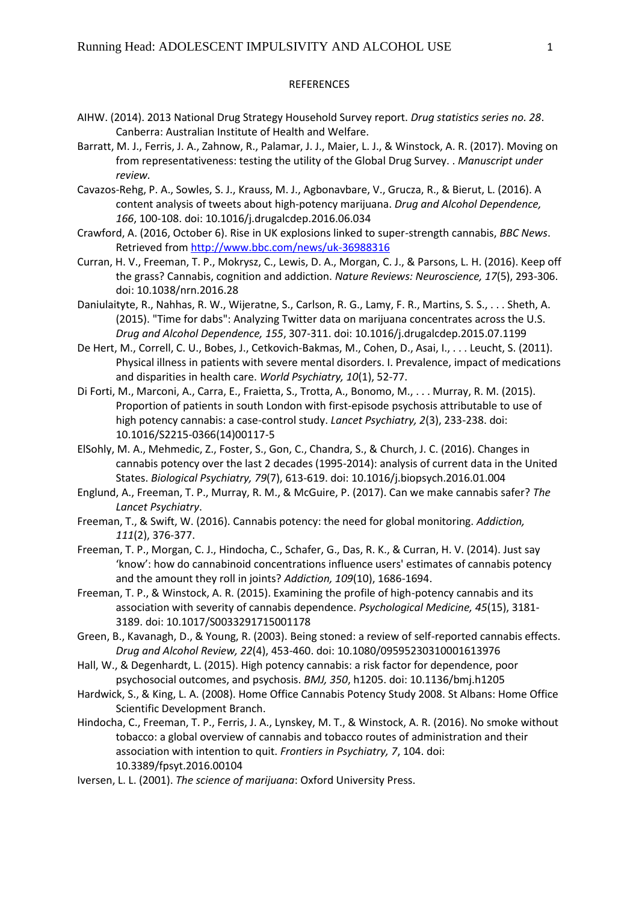REFERENCES

AIHW. (2014). 2013 National Drug Strategy Household Survey report. *Drug statistics series no. 28*. Canberra: Australian Institute of Health and Welfare.

Barratt, M. J., Ferris, J. A., Zahnow, R., Palamar, J. J., Maier, L. J., & Winstock, A. R. (2017). Moving on from representativeness: testing the utility of the Global Drug Survey. . *Manuscript under review.*

Cavazos-Rehg, P. A., Sowles, S. J., Krauss, M. J., Agbonavbare, V., Grucza, R., & Bierut, L. (2016). A content analysis of tweets about high-potency marijuana. *Drug and Alcohol Dependence, 166*, 100-108. doi: 10.1016/j.drugalcdep.2016.06.034

Crawford, A. (2016, October 6). Rise in UK explosions linked to super-strength cannabis, *BBC News*. Retrieved from http://www.bbc.com/news/uk-36988316

Curran, H. V., Freeman, T. P., Mokrysz, C., Lewis, D. A., Morgan, C. J., & Parsons, L. H. (2016). Keep off the grass? Cannabis, cognition and addiction. *Nature Reviews: Neuroscience, 17*(5), 293-306. doi: 10.1038/nrn.2016.28

Daniulaityte, R., Nahhas, R. W., Wijeratne, S., Carlson, R. G., Lamy, F. R., Martins, S. S., . . . Sheth, A. (2015). "Time for dabs": Analyzing Twitter data on marijuana concentrates across the U.S. *Drug and Alcohol Dependence, 155*, 307-311. doi: 10.1016/j.drugalcdep.2015.07.1199

De Hert, M., Correll, C. U., Bobes, J., Cetkovich-Bakmas, M., Cohen, D., Asai, I., . . . Leucht, S. (2011). Physical illness in patients with severe mental disorders. I. Prevalence, impact of medications and disparities in health care. *World Psychiatry, 10*(1), 52-77.

Di Forti, M., Marconi, A., Carra, E., Fraietta, S., Trotta, A., Bonomo, M., . . . Murray, R. M. (2015). Proportion of patients in south London with first-episode psychosis attributable to use of high potency cannabis: a case-control study. *Lancet Psychiatry, 2*(3), 233-238. doi: 10.1016/S2215-0366(14)00117-5

ElSohly, M. A., Mehmedic, Z., Foster, S., Gon, C., Chandra, S., & Church, J. C. (2016). Changes in cannabis potency over the last 2 decades (1995-2014): analysis of current data in the United States. *Biological Psychiatry, 79*(7), 613-619. doi: 10.1016/j.biopsych.2016.01.004

Englund, A., Freeman, T. P., Murray, R. M., & McGuire, P. (2017). Can we make cannabis safer? *The Lancet Psychiatry*.

Freeman, T., & Swift, W. (2016). Cannabis potency: the need for global monitoring. *Addiction, 111*(2), 376-377.

Freeman, T. P., Morgan, C. J., Hindocha, C., Schafer, G., Das, R. K., & Curran, H. V. (2014). Just say 'know': how do cannabinoid concentrations influence users' estimates of cannabis potency and the amount they roll in joints? *Addiction, 109*(10), 1686-1694.

Freeman, T. P., & Winstock, A. R. (2015). Examining the profile of high-potency cannabis and its association with severity of cannabis dependence. *Psychological Medicine, 45*(15), 3181-3189. doi: 10.1017/S0033291715001178

Green, B., Kavanagh, D., & Young, R. (2003). Being stoned: a review of self-reported cannabis effects. *Drug and Alcohol Review, 22*(4), 453-460. doi: 10.1080/09595230310001613976

Hall, W., & Degenhardt, L. (2015). High potency cannabis: a risk factor for dependence, poor psychosocial outcomes, and psychosis. *BMJ, 350*, h1205. doi: 10.1136/bmj.h1205

Hardwick, S., & King, L. A. (2008). Home Office Cannabis Potency Study 2008. St Albans: Home Office Scientific Development Branch.

Hindocha, C., Freeman, T. P., Ferris, J. A., Lynskey, M. T., & Winstock, A. R. (2016). No smoke without tobacco: a global overview of cannabis and tobacco routes of administration and their association with intention to quit. *Frontiers in Psychiatry, 7*, 104. doi: 10.3389/fpsyt.2016.00104

Iversen, L. L. (2001). *The science of marijuana*: Oxford University Press.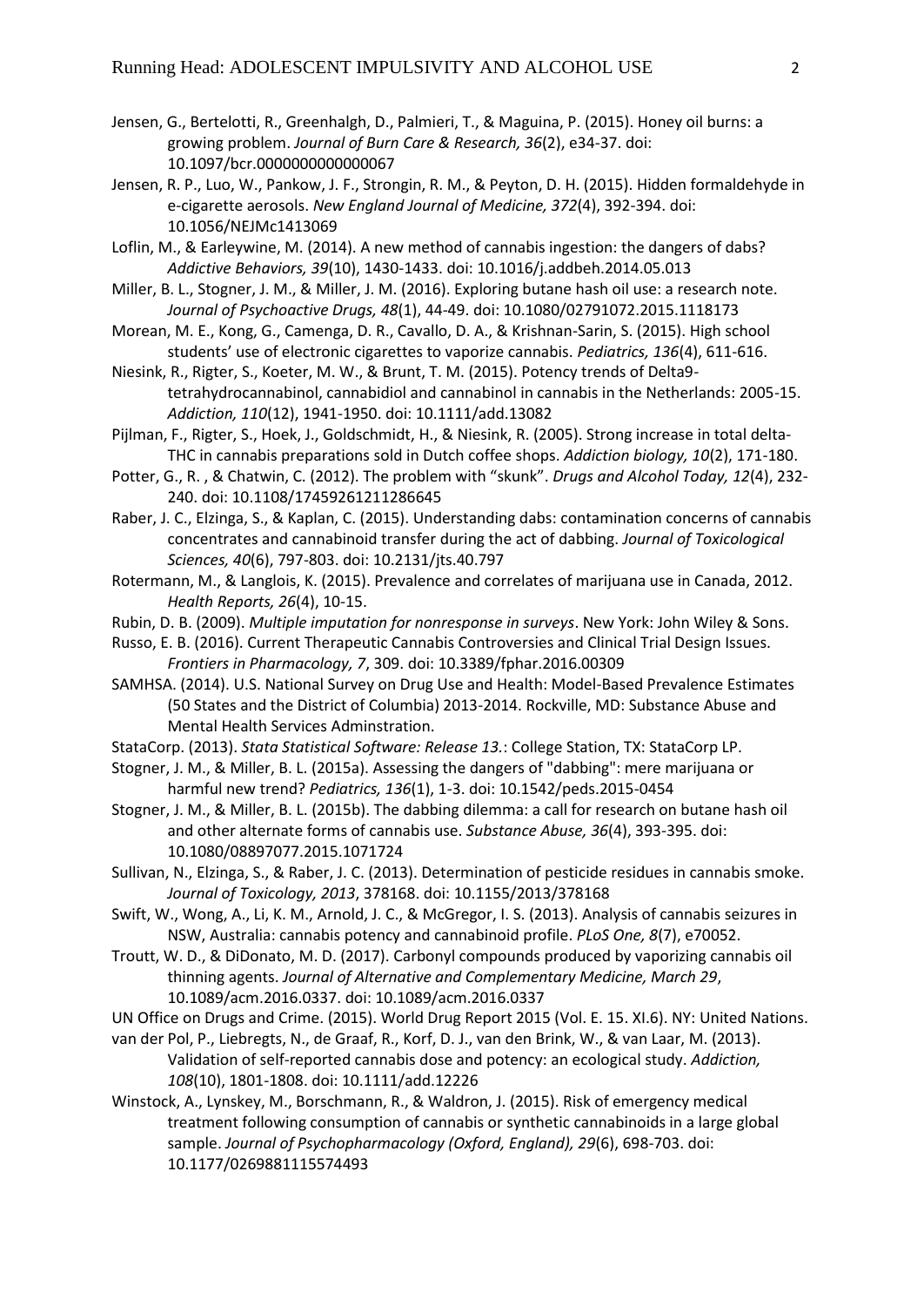Jensen, G., Bertelotti, R., Greenhalgh, D., Palmieri, T., & Maguina, P. (2015). Honey oil burns: a growing problem. *Journal of Burn Care & Research, 36*(2), e34-37. doi: 10.1097/bcr.0000000000000067

Jensen, R. P., Luo, W., Pankow, J. F., Strongin, R. M., & Peyton, D. H. (2015). Hidden formaldehyde in e-cigarette aerosols. *New England Journal of Medicine, 372*(4), 392-394. doi: 10.1056/NEJMc1413069

Loflin, M., & Earleywine, M. (2014). A new method of cannabis ingestion: the dangers of dabs? *Addictive Behaviors, 39*(10), 1430-1433. doi: 10.1016/j.addbeh.2014.05.013

Miller, B. L., Stogner, J. M., & Miller, J. M. (2016). Exploring butane hash oil use: a research note. *Journal of Psychoactive Drugs, 48*(1), 44-49. doi: 10.1080/02791072.2015.1118173

Morean, M. E., Kong, G., Camenga, D. R., Cavallo, D. A., & Krishnan-Sarin, S. (2015). High school students' use of electronic cigarettes to vaporize cannabis. *Pediatrics, 136*(4), 611-616.

Niesink, R., Rigter, S., Koeter, M. W., & Brunt, T. M. (2015). Potency trends of Delta9-tetrahydrocannabinol, cannabidiol and cannabinol in cannabis in the Netherlands: 2005-15. *Addiction, 110*(12), 1941-1950. doi: 10.1111/add.13082

Pijlman, F., Rigter, S., Hoek, J., Goldschmidt, H., & Niesink, R. (2005). Strong increase in total delta-THC in cannabis preparations sold in Dutch coffee shops. *Addiction biology, 10*(2), 171-180.

Potter, G., R. , & Chatwin, C. (2012). The problem with "skunk". *Drugs and Alcohol Today, 12*(4), 232-240. doi: 10.1108/17459261211286645

Raber, J. C., Elzinga, S., & Kaplan, C. (2015). Understanding dabs: contamination concerns of cannabis concentrates and cannabinoid transfer during the act of dabbing. *Journal of Toxicological Sciences, 40*(6), 797-803. doi: 10.2131/jts.40.797

Rotermann, M., & Langlois, K. (2015). Prevalence and correlates of marijuana use in Canada, 2012. *Health Reports, 26*(4), 10-15.

Rubin, D. B. (2009). *Multiple imputation for nonresponse in surveys*. New York: John Wiley & Sons.

Russo, E. B. (2016). Current Therapeutic Cannabis Controversies and Clinical Trial Design Issues. *Frontiers in Pharmacology, 7*, 309. doi: 10.3389/fphar.2016.00309

SAMHSA. (2014). U.S. National Survey on Drug Use and Health: Model-Based Prevalence Estimates (50 States and the District of Columbia) 2013-2014. Rockville, MD: Substance Abuse and Mental Health Services Adminstration.

StataCorp. (2013). *Stata Statistical Software: Release 13.*: College Station, TX: StataCorp LP.

Stogner, J. M., & Miller, B. L. (2015a). Assessing the dangers of "dabbing": mere marijuana or harmful new trend? *Pediatrics, 136*(1), 1-3. doi: 10.1542/peds.2015-0454

Stogner, J. M., & Miller, B. L. (2015b). The dabbing dilemma: a call for research on butane hash oil and other alternate forms of cannabis use. *Substance Abuse, 36*(4), 393-395. doi: 10.1080/08897077.2015.1071724

Sullivan, N., Elzinga, S., & Raber, J. C. (2013). Determination of pesticide residues in cannabis smoke. *Journal of Toxicology, 2013*, 378168. doi: 10.1155/2013/378168

Swift, W., Wong, A., Li, K. M., Arnold, J. C., & McGregor, I. S. (2013). Analysis of cannabis seizures in NSW, Australia: cannabis potency and cannabinoid profile. *PLoS One, 8*(7), e70052.

Troutt, W. D., & DiDonato, M. D. (2017). Carbonyl compounds produced by vaporizing cannabis oil thinning agents. *Journal of Alternative and Complementary Medicine, March 29*, 10.1089/acm.2016.0337. doi: 10.1089/acm.2016.0337

UN Office on Drugs and Crime. (2015). World Drug Report 2015 (Vol. E. 15. XI.6). NY: United Nations.

van der Pol, P., Liebregts, N., de Graaf, R., Korf, D. J., van den Brink, W., & van Laar, M. (2013). Validation of self-reported cannabis dose and potency: an ecological study. *Addiction, 108*(10), 1801-1808. doi: 10.1111/add.12226

Winstock, A., Lynskey, M., Borschmann, R., & Waldron, J. (2015). Risk of emergency medical treatment following consumption of cannabis or synthetic cannabinoids in a large global sample. *Journal of Psychopharmacology (Oxford, England), 29*(6), 698-703. doi: 10.1177/0269881115574493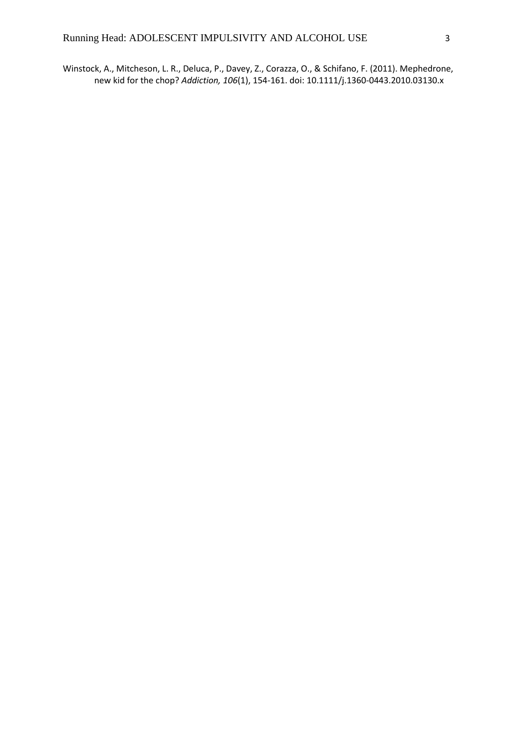Winstock, A., Mitcheson, L. R., Deluca, P., Davey, Z., Corazza, O., & Schifano, F. (2011). Mephedrone, new kid for the chop? *Addiction, 106*(1), 154-161. doi: 10.1111/j.1360-0443.2010.03130.x